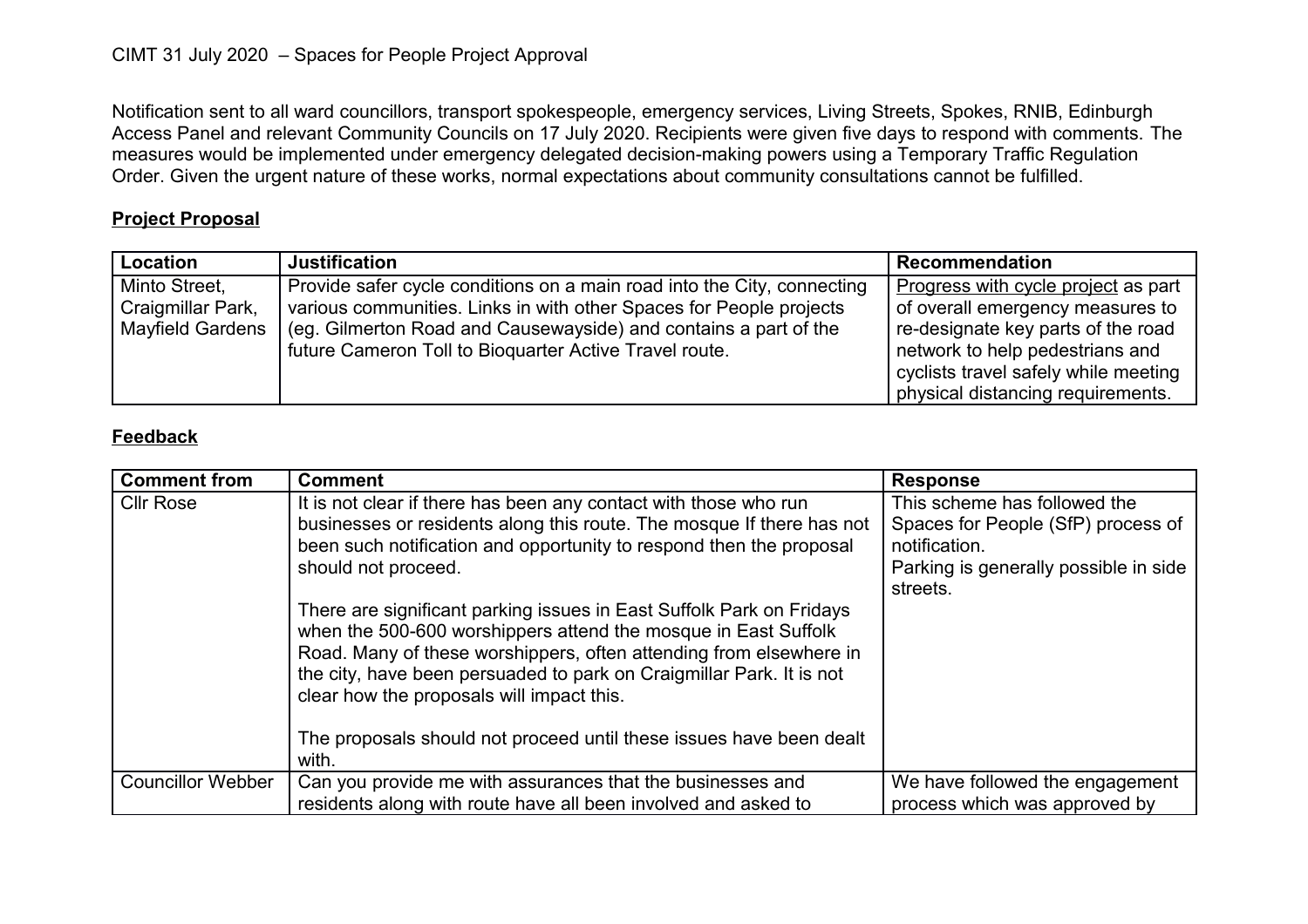CIMT 31 July 2020 – Spaces for People Project Approval

Notification sent to all ward councillors, transport spokespeople, emergency services, Living Streets, Spokes, RNIB, Edinburgh Access Panel and relevant Community Councils on 17 July 2020. Recipients were given five days to respond with comments. The measures would be implemented under emergency delegated decision-making powers using a Temporary Traffic Regulation Order. Given the urgent nature of these works, normal expectations about community consultations cannot be fulfilled.

**Project Proposal**

| Location | Justification | Recommendation |
|---|---|---|
| Minto Street, Craigmillar Park, Mayfield Gardens | Provide safer cycle conditions on a main road into the City, connecting various communities. Links in with other Spaces for People projects (eg. Gilmerton Road and Causewayside) and contains a part of the future Cameron Toll to Bioquarter Active Travel route. | Progress with cycle project as part of overall emergency measures to re-designate key parts of the road network to help pedestrians and cyclists travel safely while meeting physical distancing requirements. |

**Feedback**

| Comment from | Comment | Response |
|---|---|---|
| Cllr Rose | It is not clear if there has been any contact with those who run businesses or residents along this route. The mosque If there has not been such notification and opportunity to respond then the proposal should not proceed.<br><br>There are significant parking issues in East Suffolk Park on Fridays when the 500-600 worshippers attend the mosque in East Suffolk Road. Many of these worshippers, often attending from elsewhere in the city, have been persuaded to park on Craigmillar Park. It is not clear how the proposals will impact this.<br><br>The proposals should not proceed until these issues have been dealt with. | This scheme has followed the Spaces for People (SfP) process of notification.<br>Parking is generally possible in side streets. |
| Councillor Webber | Can you provide me with assurances that the businesses and residents along with route have all been involved and asked to | We have followed the engagement process which was approved by |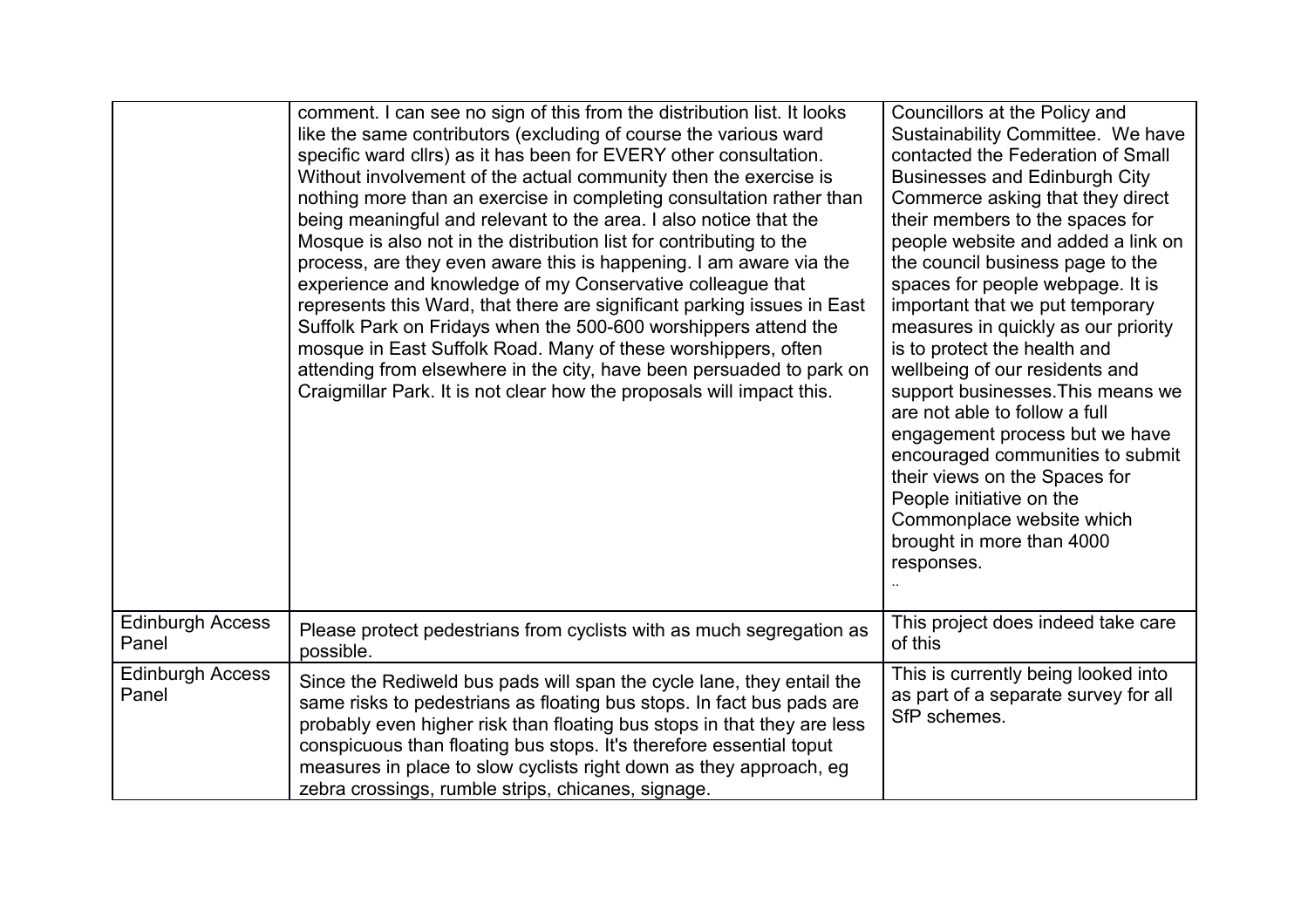| | | |
|---|---|---|
| | comment. I can see no sign of this from the distribution list. It looks like the same contributors (excluding of course the various ward specific ward cllrs) as it has been for EVERY other consultation. Without involvement of the actual community then the exercise is nothing more than an exercise in completing consultation rather than being meaningful and relevant to the area. I also notice that the Mosque is also not in the distribution list for contributing to the process, are they even aware this is happening. I am aware via the experience and knowledge of my Conservative colleague that represents this Ward, that there are significant parking issues in East Suffolk Park on Fridays when the 500-600 worshippers attend the mosque in East Suffolk Road. Many of these worshippers, often attending from elsewhere in the city, have been persuaded to park on Craigmillar Park. It is not clear how the proposals will impact this. | Councillors at the Policy and Sustainability Committee. We have contacted the Federation of Small Businesses and Edinburgh City Commerce asking that they direct their members to the spaces for people website and added a link on the council business page to the spaces for people webpage. It is important that we put temporary measures in quickly as our priority is to protect the health and wellbeing of our residents and support businesses.This means we are not able to follow a full engagement process but we have encouraged communities to submit their views on the Spaces for People initiative on the Commonplace website which brought in more than 4000 responses. .. |
| Edinburgh Access Panel | Please protect pedestrians from cyclists with as much segregation as possible. | This project does indeed take care of this |
| Edinburgh Access Panel | Since the Rediweld bus pads will span the cycle lane, they entail the same risks to pedestrians as floating bus stops. In fact bus pads are probably even higher risk than floating bus stops in that they are less conspicuous than floating bus stops. It's therefore essential toput measures in place to slow cyclists right down as they approach, eg zebra crossings, rumble strips, chicanes, signage. | This is currently being looked into as part of a separate survey for all SfP schemes. |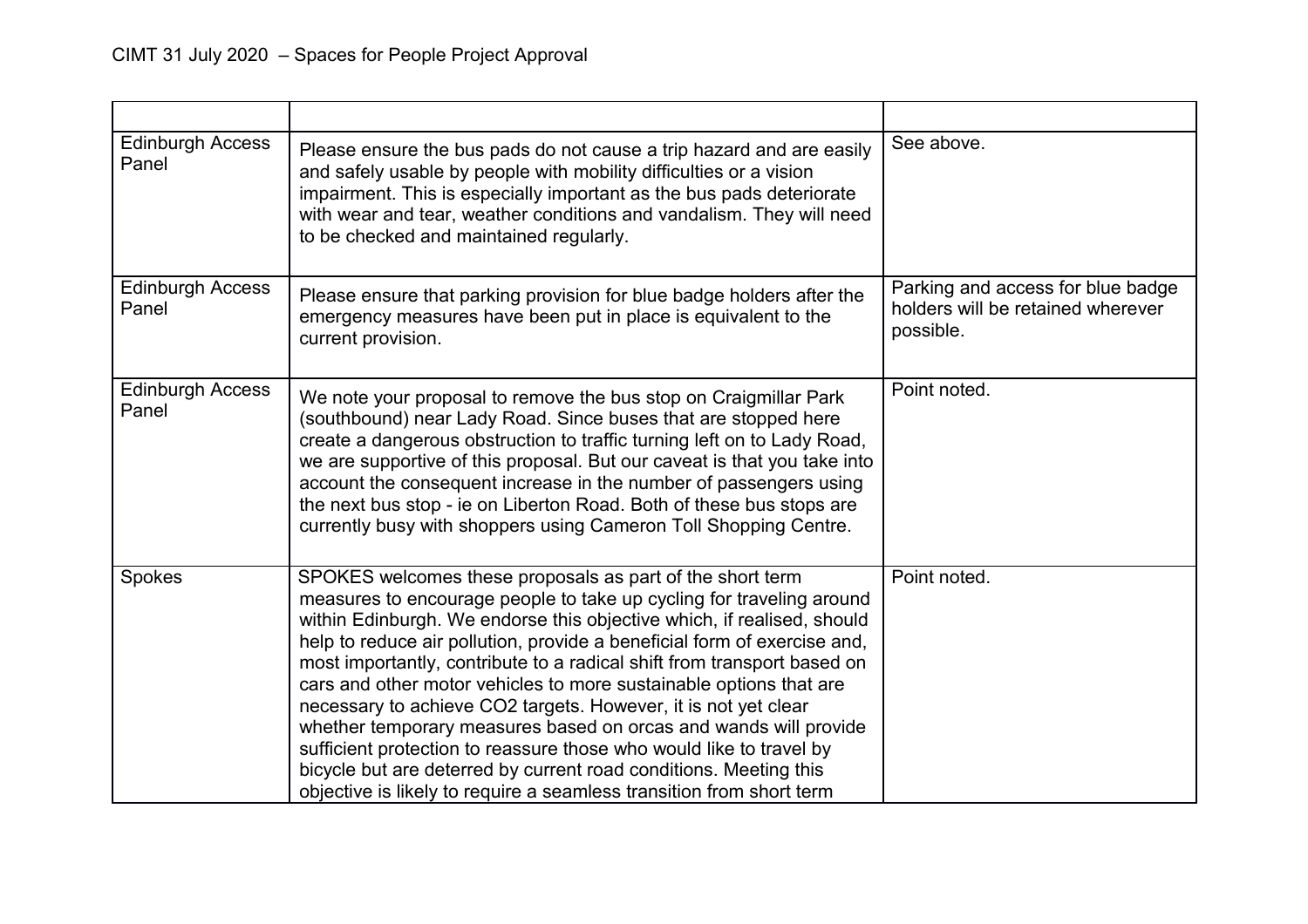| | | |
|---|---|---|
| Edinburgh Access Panel | Please ensure the bus pads do not cause a trip hazard and are easily and safely usable by people with mobility difficulties or a vision impairment. This is especially important as the bus pads deteriorate with wear and tear, weather conditions and vandalism. They will need to be checked and maintained regularly. | See above. |
| Edinburgh Access Panel | Please ensure that parking provision for blue badge holders after the emergency measures have been put in place is equivalent to the current provision. | Parking and access for blue badge holders will be retained wherever possible. |
| Edinburgh Access Panel | We note your proposal to remove the bus stop on Craigmillar Park (southbound) near Lady Road. Since buses that are stopped here create a dangerous obstruction to traffic turning left on to Lady Road, we are supportive of this proposal. But our caveat is that you take into account the consequent increase in the number of passengers using the next bus stop - ie on Liberton Road. Both of these bus stops are currently busy with shoppers using Cameron Toll Shopping Centre. | Point noted. |
| Spokes | SPOKES welcomes these proposals as part of the short term measures to encourage people to take up cycling for traveling around within Edinburgh. We endorse this objective which, if realised, should help to reduce air pollution, provide a beneficial form of exercise and, most importantly, contribute to a radical shift from transport based on cars and other motor vehicles to more sustainable options that are necessary to achieve $CO_2$ targets. However, it is not yet clear whether temporary measures based on orcas and wands will provide sufficient protection to reassure those who would like to travel by bicycle but are deterred by current road conditions. Meeting this objective is likely to require a seamless transition from short term | Point noted. |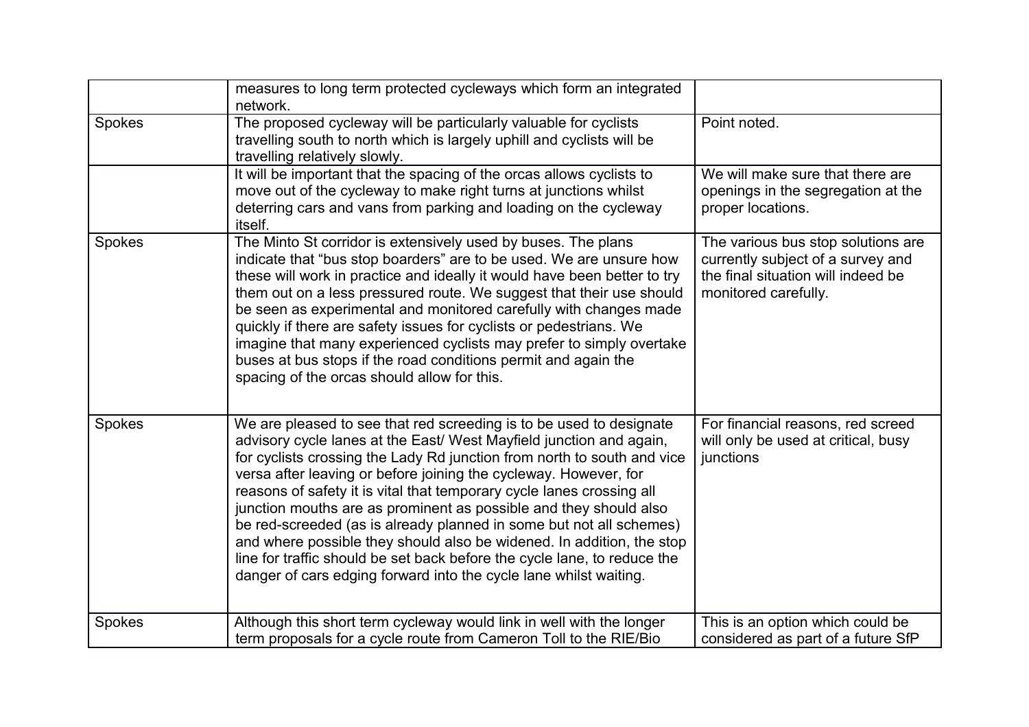|  |  |  |
|---|---|---|
|  | measures to long term protected cycleways which form an integrated network. |  |
| Spokes | The proposed cycleway will be particularly valuable for cyclists travelling south to north which is largely uphill and cyclists will be travelling relatively slowly. | Point noted. |
|  | It will be important that the spacing of the orcas allows cyclists to move out of the cycleway to make right turns at junctions whilst deterring cars and vans from parking and loading on the cycleway itself. | We will make sure that there are openings in the segregation at the proper locations. |
| Spokes | The Minto St corridor is extensively used by buses. The plans indicate that "bus stop boarders" are to be used. We are unsure how these will work in practice and ideally it would have been better to try them out on a less pressured route. We suggest that their use should be seen as experimental and monitored carefully with changes made quickly if there are safety issues for cyclists or pedestrians. We imagine that many experienced cyclists may prefer to simply overtake buses at bus stops if the road conditions permit and again the spacing of the orcas should allow for this. | The various bus stop solutions are currently subject of a survey and the final situation will indeed be monitored carefully. |
| Spokes | We are pleased to see that red screeding is to be used to designate advisory cycle lanes at the East/ West Mayfield junction and again, for cyclists crossing the Lady Rd junction from north to south and vice versa after leaving or before joining the cycleway. However, for reasons of safety it is vital that temporary cycle lanes crossing all junction mouths are as prominent as possible and they should also be red-screeded (as is already planned in some but not all schemes) and where possible they should also be widened. In addition, the stop line for traffic should be set back before the cycle lane, to reduce the danger of cars edging forward into the cycle lane whilst waiting. | For financial reasons, red screed will only be used at critical, busy junctions |
| Spokes | Although this short term cycleway would link in well with the longer term proposals for a cycle route from Cameron Toll to the RIE/Bio | This is an option which could be considered as part of a future SfP |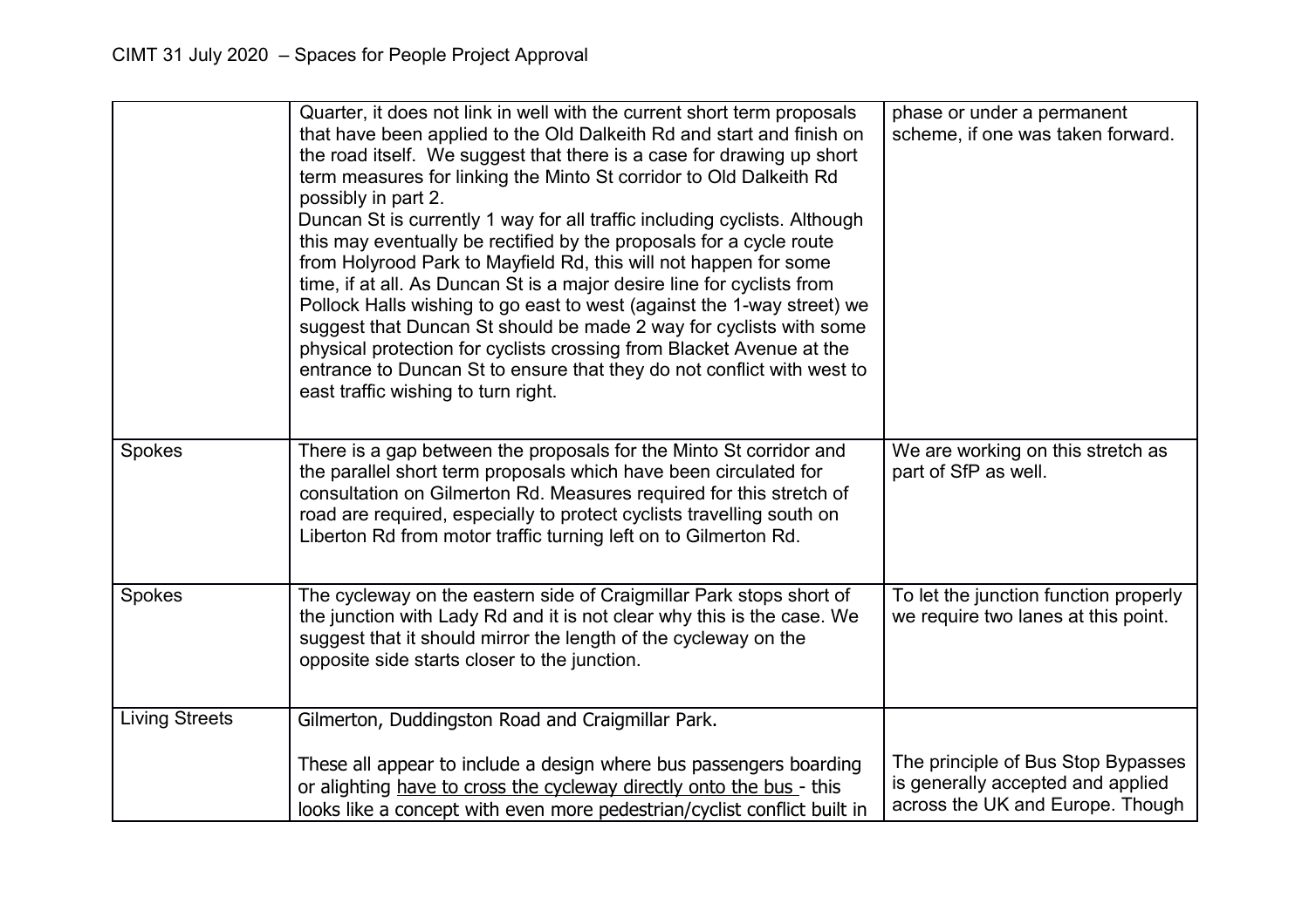| | | |
|---|---|---|
| | Quarter, it does not link in well with the current short term proposals that have been applied to the Old Dalkeith Rd and start and finish on the road itself. We suggest that there is a case for drawing up short term measures for linking the Minto St corridor to Old Dalkeith Rd possibly in part 2.<br>Duncan St is currently 1 way for all traffic including cyclists. Although this may eventually be rectified by the proposals for a cycle route from Holyrood Park to Mayfield Rd, this will not happen for some time, if at all. As Duncan St is a major desire line for cyclists from Pollock Halls wishing to go east to west (against the 1-way street) we suggest that Duncan St should be made 2 way for cyclists with some physical protection for cyclists crossing from Blacket Avenue at the entrance to Duncan St to ensure that they do not conflict with west to east traffic wishing to turn right. | phase or under a permanent scheme, if one was taken forward. |
| Spokes | There is a gap between the proposals for the Minto St corridor and the parallel short term proposals which have been circulated for consultation on Gilmerton Rd. Measures required for this stretch of road are required, especially to protect cyclists travelling south on Liberton Rd from motor traffic turning left on to Gilmerton Rd. | We are working on this stretch as part of SfP as well. |
| Spokes | The cycleway on the eastern side of Craigmillar Park stops short of the junction with Lady Rd and it is not clear why this is the case. We suggest that it should mirror the length of the cycleway on the opposite side starts closer to the junction. | To let the junction function properly we require two lanes at this point. |
| Living Streets | Gilmerton, Duddingston Road and Craigmillar Park.<br><br>These all appear to include a design where bus passengers boarding or alighting <u>have to cross the cycleway directly onto the bus</u> - this looks like a concept with even more pedestrian/cyclist conflict built in | The principle of Bus Stop Bypasses is generally accepted and applied across the UK and Europe. Though |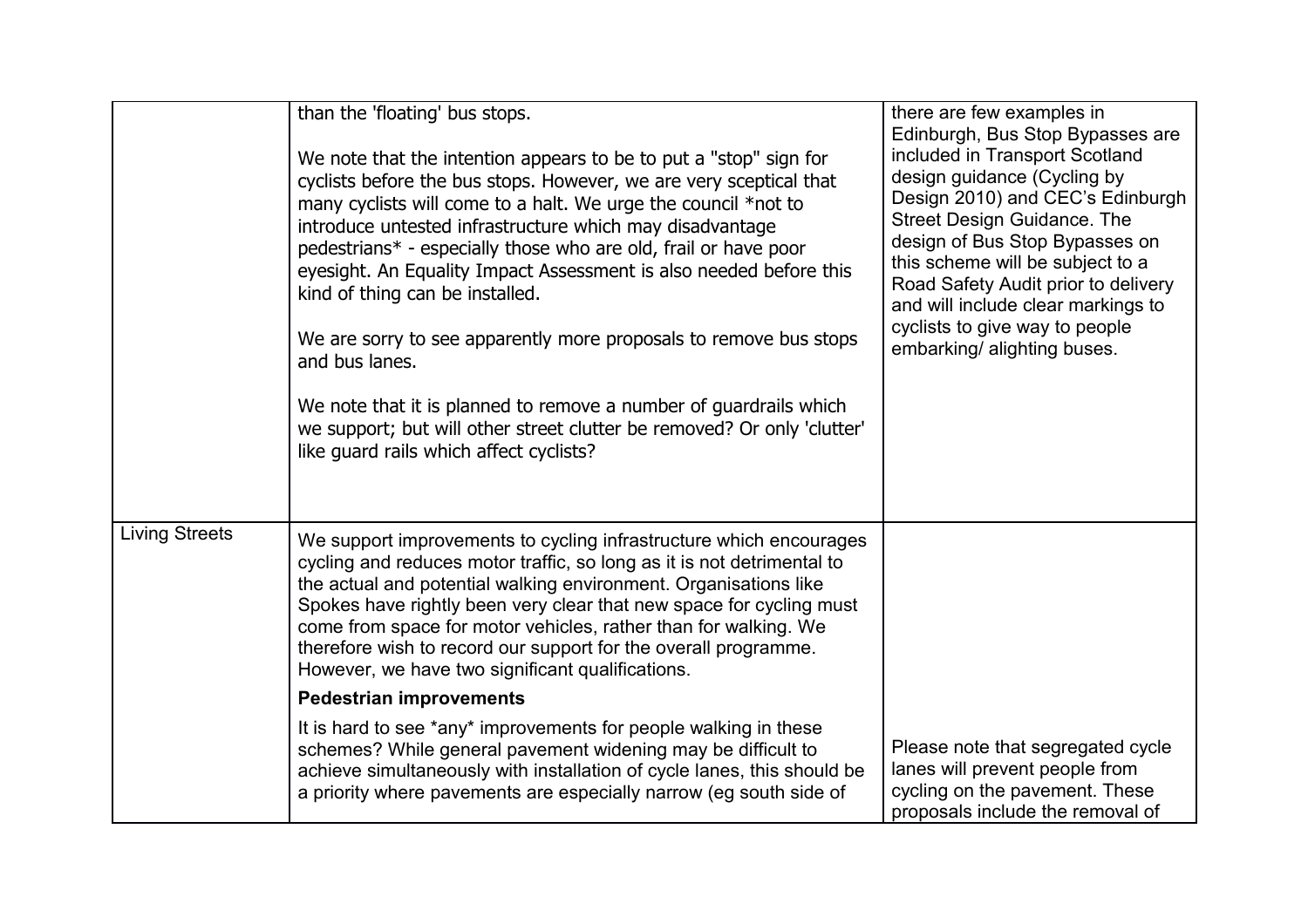| | | |
|---|---|---|
| | than the 'floating' bus stops.<br><br>We note that the intention appears to be to put a "stop" sign for cyclists before the bus stops. However, we are very sceptical that many cyclists will come to a halt. We urge the council *not to introduce untested infrastructure which may disadvantage pedestrians* - especially those who are old, frail or have poor eyesight. An Equality Impact Assessment is also needed before this kind of thing can be installed.<br><br>We are sorry to see apparently more proposals to remove bus stops and bus lanes.<br><br>We note that it is planned to remove a number of guardrails which we support; but will other street clutter be removed? Or only 'clutter' like guard rails which affect cyclists? | there are few examples in Edinburgh, Bus Stop Bypasses are included in Transport Scotland design guidance (Cycling by Design 2010) and CEC's Edinburgh Street Design Guidance. The design of Bus Stop Bypasses on this scheme will be subject to a Road Safety Audit prior to delivery and will include clear markings to cyclists to give way to people embarking/ alighting buses. |
| Living Streets | We support improvements to cycling infrastructure which encourages cycling and reduces motor traffic, so long as it is not detrimental to the actual and potential walking environment. Organisations like Spokes have rightly been very clear that new space for cycling must come from space for motor vehicles, rather than for walking. We therefore wish to record our support for the overall programme. However, we have two significant qualifications.<br><br>**Pedestrian improvements**<br><br>It is hard to see *any* improvements for people walking in these schemes? While general pavement widening may be difficult to achieve simultaneously with installation of cycle lanes, this should be a priority where pavements are especially narrow (eg south side of | Please note that segregated cycle lanes will prevent people from cycling on the pavement. These proposals include the removal of |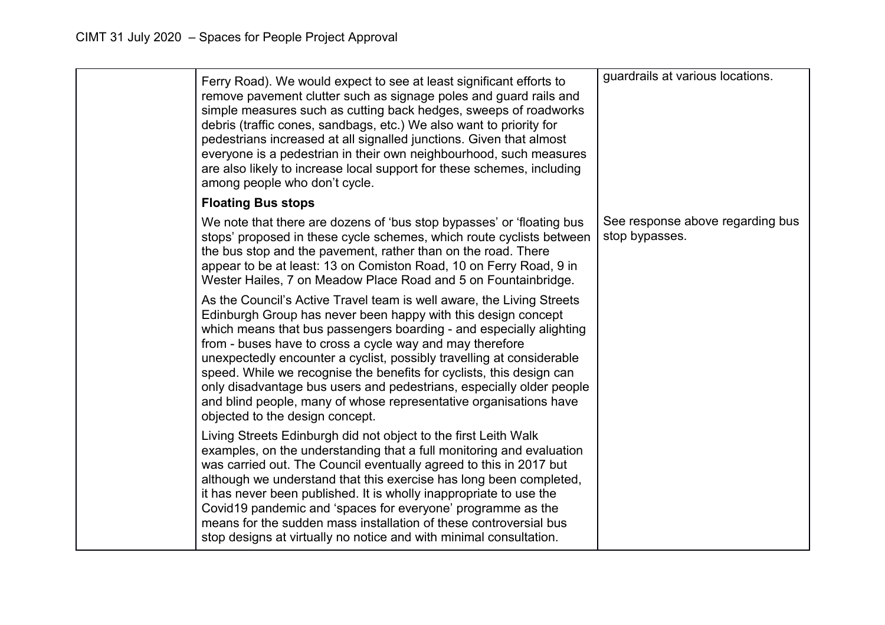| | | |
|---|---|---|
| | Ferry Road). We would expect to see at least significant efforts to remove pavement clutter such as signage poles and guard rails and simple measures such as cutting back hedges, sweeps of roadworks debris (traffic cones, sandbags, etc.) We also want to priority for pedestrians increased at all signalled junctions. Given that almost everyone is a pedestrian in their own neighbourhood, such measures are also likely to increase local support for these schemes, including among people who don't cycle. | guardrails at various locations. |
| | **Floating Bus stops**<br><br>We note that there are dozens of 'bus stop bypasses' or 'floating bus stops' proposed in these cycle schemes, which route cyclists between the bus stop and the pavement, rather than on the road. There appear to be at least: 13 on Comiston Road, 10 on Ferry Road, 9 in Wester Hailes, 7 on Meadow Place Road and 5 on Fountainbridge.<br><br>As the Council's Active Travel team is well aware, the Living Streets Edinburgh Group has never been happy with this design concept which means that bus passengers boarding - and especially alighting from - buses have to cross a cycle way and may therefore unexpectedly encounter a cyclist, possibly travelling at considerable speed. While we recognise the benefits for cyclists, this design can only disadvantage bus users and pedestrians, especially older people and blind people, many of whose representative organisations have objected to the design concept.<br><br>Living Streets Edinburgh did not object to the first Leith Walk examples, on the understanding that a full monitoring and evaluation was carried out. The Council eventually agreed to this in 2017 but although we understand that this exercise has long been completed, it has never been published. It is wholly inappropriate to use the Covid19 pandemic and 'spaces for everyone' programme as the means for the sudden mass installation of these controversial bus stop designs at virtually no notice and with minimal consultation. | See response above regarding bus stop bypasses. |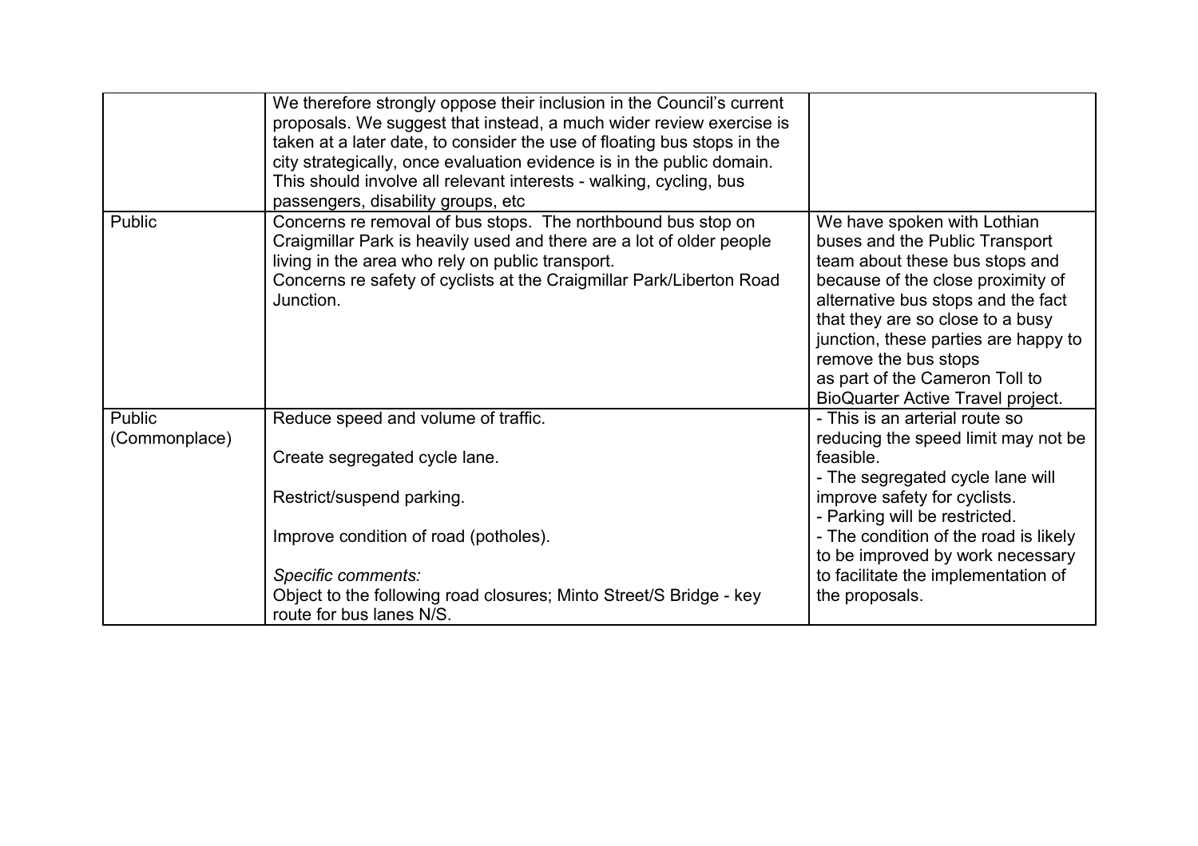| | | |
|---|---|---|
| | We therefore strongly oppose their inclusion in the Council's current proposals. We suggest that instead, a much wider review exercise is taken at a later date, to consider the use of floating bus stops in the city strategically, once evaluation evidence is in the public domain. This should involve all relevant interests - walking, cycling, bus passengers, disability groups, etc | |
| Public | Concerns re removal of bus stops. The northbound bus stop on Craigmillar Park is heavily used and there are a lot of older people living in the area who rely on public transport.<br>Concerns re safety of cyclists at the Craigmillar Park/Liberton Road Junction. | We have spoken with Lothian buses and the Public Transport team about these bus stops and because of the close proximity of alternative bus stops and the fact that they are so close to a busy junction, these parties are happy to remove the bus stops as part of the Cameron Toll to BioQuarter Active Travel project. |
| Public (Commonplace) | Reduce speed and volume of traffic.<br><br>Create segregated cycle lane.<br><br>Restrict/suspend parking.<br><br>Improve condition of road (potholes).<br><br>*Specific comments:*<br>Object to the following road closures; Minto Street/S Bridge - key route for bus lanes N/S. | - This is an arterial route so reducing the speed limit may not be feasible.<br>- The segregated cycle lane will improve safety for cyclists.<br>- Parking will be restricted.<br>- The condition of the road is likely to be improved by work necessary to facilitate the implementation of the proposals. |